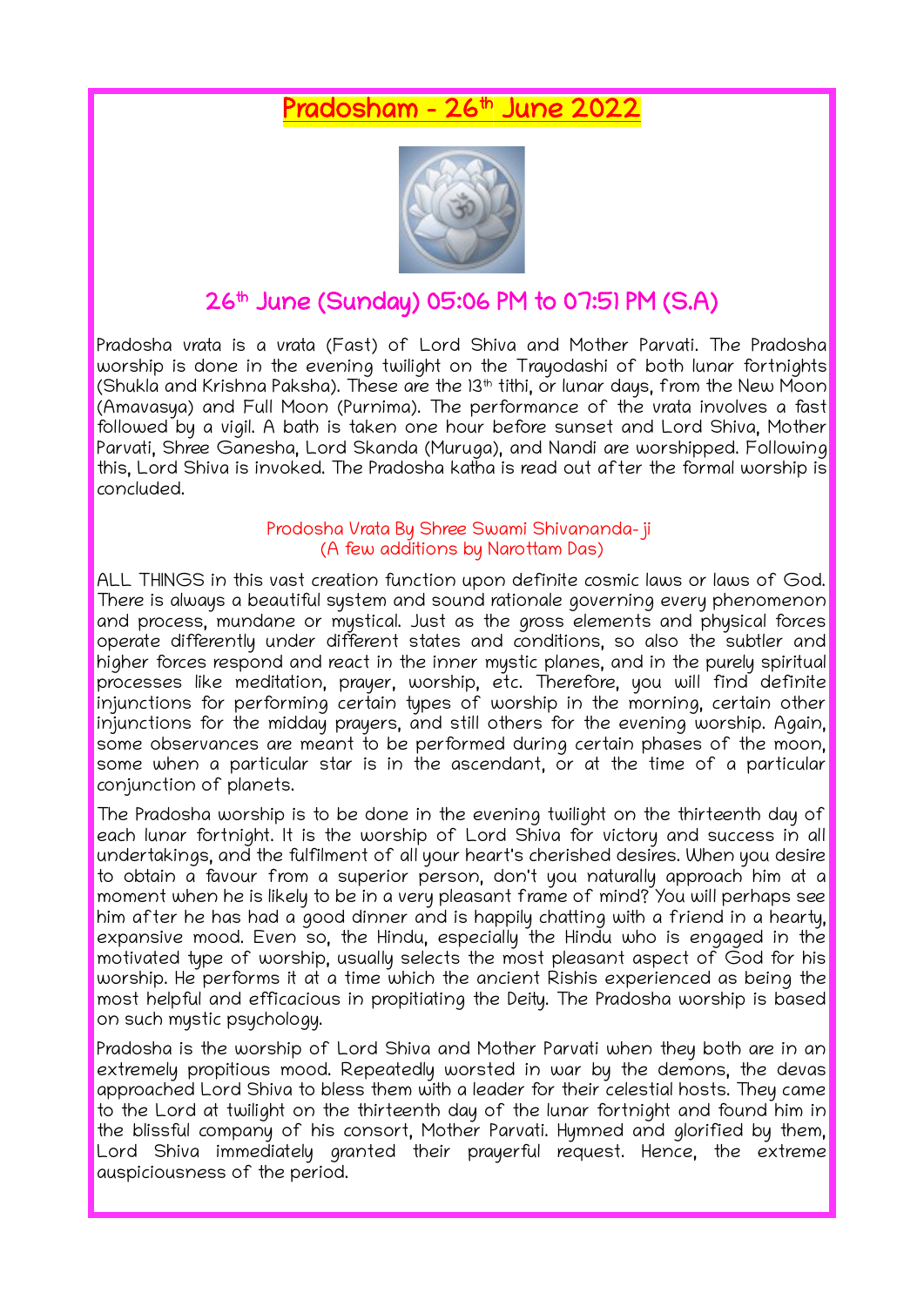# Pradosham - 26th June 2022

## 26th June (Sunday) 05:06 PM to 07:51 PM (S.A)

Pradosha vrata is a vrata (Fast) of Lord Shiva and Mother Parvati. The Pradosha worship is done in the evening twilight on the Trayodashi of both lunar fortnights (Shukla and Krishna Paksha). These are the 13th tithi, or lunar days, from the New Moon (Amavasya) and Full Moon (Purnima). The performance of the vrata involves a fast followed by a vigil. A bath is taken one hour before sunset and Lord Shiva, Mother Parvati, Shree Ganesha, Lord Skanda (Muruga), and Nandi are worshipped. Following this, Lord Shiva is invoked. The Pradosha katha is read out after the formal worship is concluded.

Prodosha Vrata By Shree Swami Shivananda-ji
(A few additions by Narottam Das)

ALL THINGS in this vast creation function upon definite cosmic laws or laws of God. There is always a beautiful system and sound rationale governing every phenomenon and process, mundane or mystical. Just as the gross elements and physical forces operate differently under different states and conditions, so also the subtler and higher forces respond and react in the inner mystic planes, and in the purely spiritual processes like meditation, prayer, worship, etc. Therefore, you will find definite injunctions for performing certain types of worship in the morning, certain other injunctions for the midday prayers, and still others for the evening worship. Again, some observances are meant to be performed during certain phases of the moon, some when a particular star is in the ascendant, or at the time of a particular conjunction of planets.

The Pradosha worship is to be done in the evening twilight on the thirteenth day of each lunar fortnight. It is the worship of Lord Shiva for victory and success in all undertakings, and the fulfilment of all your heart's cherished desires. When you desire to obtain a favour from a superior person, don't you naturally approach him at a moment when he is likely to be in a very pleasant frame of mind? You will perhaps see him after he has had a good dinner and is happily chatting with a friend in a hearty, expansive mood. Even so, the Hindu, especially the Hindu who is engaged in the motivated type of worship, usually selects the most pleasant aspect of God for his worship. He performs it at a time which the ancient Rishis experienced as being the most helpful and efficacious in propitiating the Deity. The Pradosha worship is based on such mystic psychology.

Pradosha is the worship of Lord Shiva and Mother Parvati when they both are in an extremely propitious mood. Repeatedly worsted in war by the demons, the devas approached Lord Shiva to bless them with a leader for their celestial hosts. They came to the Lord at twilight on the thirteenth day of the lunar fortnight and found him in the blissful company of his consort, Mother Parvati. Hymned and glorified by them, Lord Shiva immediately granted their prayerful request. Hence, the extreme auspiciousness of the period.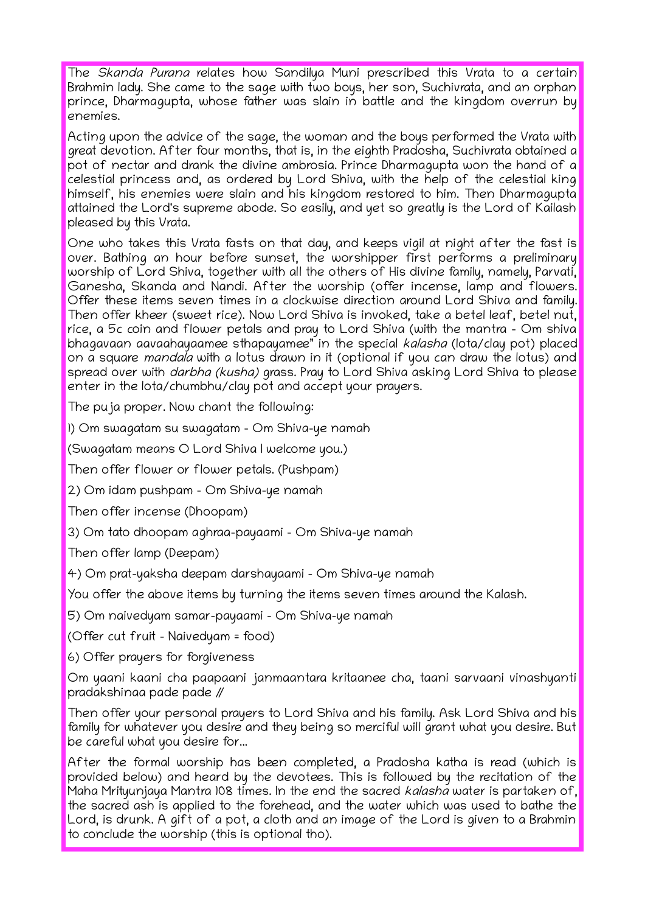The *Skanda Purana* relates how Sandilya Muni prescribed this Vrata to a certain Brahmin lady. She came to the sage with two boys, her son, Suchivrata, and an orphan prince, Dharmagupta, whose father was slain in battle and the kingdom overrun by enemies.

Acting upon the advice of the sage, the woman and the boys performed the Vrata with great devotion. After four months, that is, in the eighth Pradosha, Suchivrata obtained a pot of nectar and drank the divine ambrosia. Prince Dharmagupta won the hand of a celestial princess and, as ordered by Lord Shiva, with the help of the celestial king himself, his enemies were slain and his kingdom restored to him. Then Dharmagupta attained the Lord's supreme abode. So easily, and yet so greatly is the Lord of Kailash pleased by this Vrata.

One who takes this Vrata fasts on that day, and keeps vigil at night after the fast is over. Bathing an hour before sunset, the worshipper first performs a preliminary worship of Lord Shiva, together with all the others of His divine family, namely, Parvati, Ganesha, Skanda and Nandi. After the worship (offer incense, lamp and flowers. Offer these items seven times in a clockwise direction around Lord Shiva and family. Then offer kheer (sweet rice). Now Lord Shiva is invoked, take a betel leaf, betel nut, rice, a 5c coin and flower petals and pray to Lord Shiva (with the mantra - Om shiva bhagavaan aavaahayaamee sthapayamee" in the special *kalasha* (lota/clay pot) placed on a square *mandala* with a lotus drawn in it (optional if you can draw the lotus) and spread over with *darbha (kusha)* grass. Pray to Lord Shiva asking Lord Shiva to please enter in the lota/chumbhu/clay pot and accept your prayers.

The puja proper. Now chant the following:

1) Om swagatam su swagatam - Om Shiva-ye namah

(Swagatam means O Lord Shiva I welcome you.)

Then offer flower or flower petals. (Pushpam)

2) Om idam pushpam - Om Shiva-ye namah

Then offer incense (Dhoopam)

3) Om tato dhoopam aghraa-payaami - Om Shiva-ye namah

Then offer lamp (Deepam)

4) Om prat-yaksha deepam darshayaami - Om Shiva-ye namah

You offer the above items by turning the items seven times around the Kalash.

5) Om naivedyam samar-payaami - Om Shiva-ye namah

(Offer cut fruit - Naivedyam = food)

6) Offer prayers for forgiveness

Om yaani kaani cha paapaani janmaantara kritaanee cha, taani sarvaani vinashyanti pradakshinaa pade pade //

Then offer your personal prayers to Lord Shiva and his family. Ask Lord Shiva and his family for whatever you desire and they being so merciful will grant what you desire. But be careful what you desire for...

After the formal worship has been completed, a Pradosha katha is read (which is provided below) and heard by the devotees. This is followed by the recitation of the Maha Mrityunjaya Mantra 108 times. In the end the sacred *kalasha* water is partaken of, the sacred ash is applied to the forehead, and the water which was used to bathe the Lord, is drunk. A gift of a pot, a cloth and an image of the Lord is given to a Brahmin to conclude the worship (this is optional tho).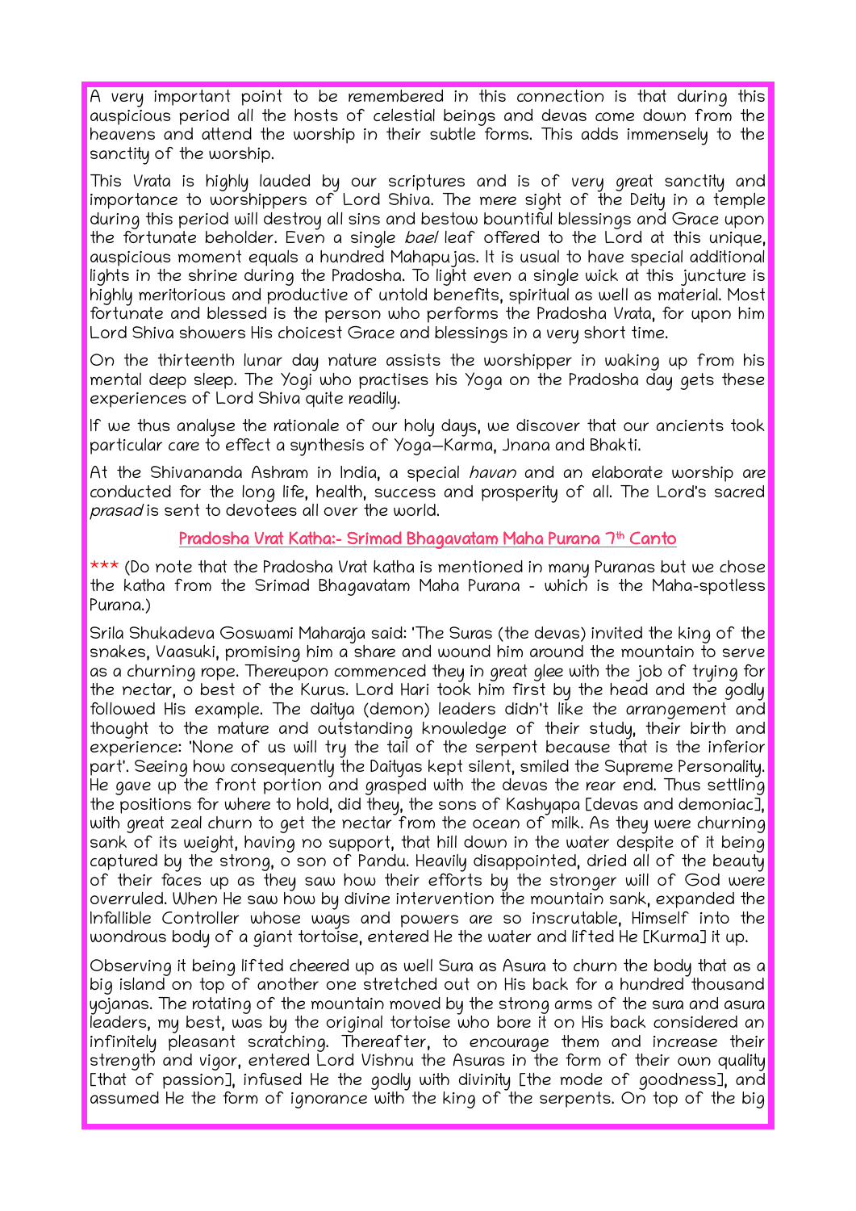A very important point to be remembered in this connection is that during this auspicious period all the hosts of celestial beings and devas come down from the heavens and attend the worship in their subtle forms. This adds immensely to the sanctity of the worship.

This Vrata is highly lauded by our scriptures and is of very great sanctity and importance to worshippers of Lord Shiva. The mere sight of the Deity in a temple during this period will destroy all sins and bestow bountiful blessings and Grace upon the fortunate beholder. Even a single *bael* leaf offered to the Lord at this unique, auspicious moment equals a hundred Mahapujas. It is usual to have special additional lights in the shrine during the Pradosha. To light even a single wick at this juncture is highly meritorious and productive of untold benefits, spiritual as well as material. Most fortunate and blessed is the person who performs the Pradosha Vrata, for upon him Lord Shiva showers His choicest Grace and blessings in a very short time.

On the thirteenth lunar day nature assists the worshipper in waking up from his mental deep sleep. The Yogi who practises his Yoga on the Pradosha day gets these experiences of Lord Shiva quite readily.

If we thus analyse the rationale of our holy days, we discover that our ancients took particular care to effect a synthesis of Yoga—Karma, Jnana and Bhakti.

At the Shivananda Ashram in India, a special *havan* and an elaborate worship are conducted for the long life, health, success and prosperity of all. The Lord's sacred *prasad* is sent to devotees all over the world.

## Pradosha Vrat Katha:- Srimad Bhagavatam Maha Purana 7th Canto

*** (Do note that the Pradosha Vrat katha is mentioned in many Puranas but we chose the katha from the Srimad Bhagavatam Maha Purana - which is the Maha-spotless Purana.)

Srila Shukadeva Goswami Maharaja said: 'The Suras (the devas) invited the king of the snakes, Vaasuki, promising him a share and wound him around the mountain to serve as a churning rope. Thereupon commenced they in great glee with the job of trying for the nectar, o best of the Kurus. Lord Hari took him first by the head and the godly followed His example. The daitya (demon) leaders didn't like the arrangement and thought to the mature and outstanding knowledge of their study, their birth and experience: 'None of us will try the tail of the serpent because that is the inferior part'. Seeing how consequently the Daityas kept silent, smiled the Supreme Personality. He gave up the front portion and grasped with the devas the rear end. Thus settling the positions for where to hold, did they, the sons of Kashyapa [devas and demoniac], with great zeal churn to get the nectar from the ocean of milk. As they were churning sank of its weight, having no support, that hill down in the water despite of it being captured by the strong, o son of Pandu. Heavily disappointed, dried all of the beauty of their faces up as they saw how their efforts by the stronger will of God were overruled. When He saw how by divine intervention the mountain sank, expanded the Infallible Controller whose ways and powers are so inscrutable, Himself into the wondrous body of a giant tortoise, entered He the water and lifted He [Kurma] it up.

Observing it being lifted cheered up as well Sura as Asura to churn the body that as a big island on top of another one stretched out on His back for a hundred thousand yojanas. The rotating of the mountain moved by the strong arms of the sura and asura leaders, my best, was by the original tortoise who bore it on His back considered an infinitely pleasant scratching. Thereafter, to encourage them and increase their strength and vigor, entered Lord Vishnu the Asuras in the form of their own quality [that of passion], infused He the godly with divinity [the mode of goodness], and assumed He the form of ignorance with the king of the serpents. On top of the big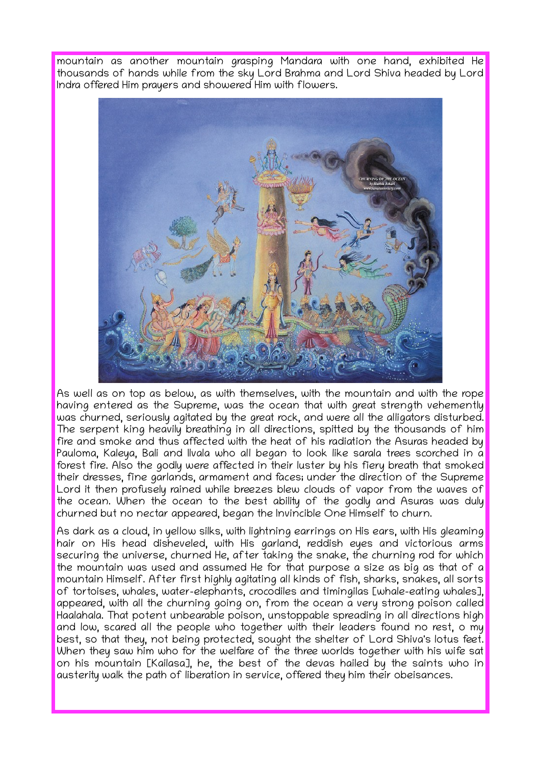mountain as another mountain grasping Mandara with one hand, exhibited He thousands of hands while from the sky Lord Brahma and Lord Shiva headed by Lord Indra offered Him prayers and showered Him with flowers.

As well as on top as below, as with themselves, with the mountain and with the rope having entered as the Supreme, was the ocean that with great strength vehemently was churned, seriously agitated by the great rock, and were all the alligators disturbed. The serpent king heavily breathing in all directions, spitted by the thousands of him fire and smoke and thus affected with the heat of his radiation the Asuras headed by Pauloma, Kaleya, Bali and Ilvala who all began to look like sarala trees scorched in a forest fire. Also the godly were affected in their luster by his fiery breath that smoked their dresses, fine garlands, armament and faces; under the direction of the Supreme Lord it then profusely rained while breezes blew clouds of vapor from the waves of the ocean. When the ocean to the best ability of the godly and Asuras was duly churned but no nectar appeared, began the Invincible One Himself to churn.

As dark as a cloud, in yellow silks, with lightning earrings on His ears, with His gleaming hair on His head disheveled, with His garland, reddish eyes and victorious arms securing the universe, churned He, after taking the snake, the churning rod for which the mountain was used and assumed He for that purpose a size as big as that of a mountain Himself. After first highly agitating all kinds of fish, sharks, snakes, all sorts of tortoises, whales, water-elephants, crocodiles and timingilas [whale-eating whales], appeared, with all the churning going on, from the ocean a very strong poison called Haalahala. That potent unbearable poison, unstoppable spreading in all directions high and low, scared all the people who together with their leaders found no rest, o my best, so that they, not being protected, sought the shelter of Lord Shiva's lotus feet. When they saw him who for the welfare of the three worlds together with his wife sat on his mountain [Kailasa], he, the best of the devas hailed by the saints who in austerity walk the path of liberation in service, offered they him their obeisances.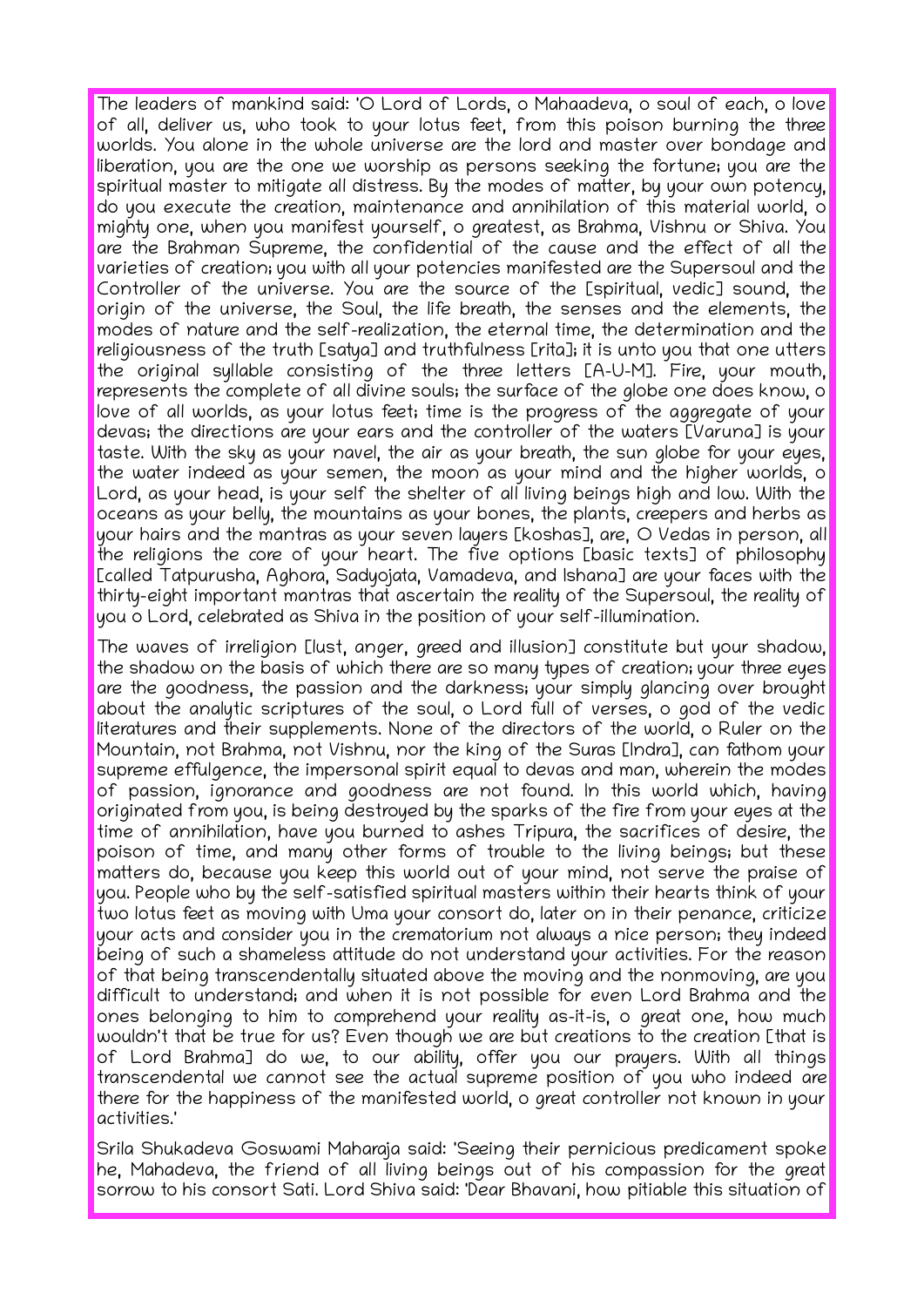The leaders of mankind said: 'O Lord of Lords, o Mahaadeva, o soul of each, o love of all, deliver us, who took to your lotus feet, from this poison burning the three worlds. You alone in the whole universe are the lord and master over bondage and liberation, you are the one we worship as persons seeking the fortune; you are the spiritual master to mitigate all distress. By the modes of matter, by your own potency, do you execute the creation, maintenance and annihilation of this material world, o mighty one, when you manifest yourself, o greatest, as Brahma, Vishnu or Shiva. You are the Brahman Supreme, the confidential of the cause and the effect of all the varieties of creation; you with all your potencies manifested are the Supersoul and the Controller of the universe. You are the source of the [spiritual, vedic] sound, the origin of the universe, the Soul, the life breath, the senses and the elements, the modes of nature and the self-realization, the eternal time, the determination and the religiousness of the truth [satya] and truthfulness [rita]; it is unto you that one utters the original syllable consisting of the three letters [A-U-M]. Fire, your mouth, represents the complete of all divine souls; the surface of the globe one does know, o love of all worlds, as your lotus feet; time is the progress of the aggregate of your devas; the directions are your ears and the controller of the waters [Varuna] is your taste. With the sky as your navel, the air as your breath, the sun globe for your eyes, the water indeed as your semen, the moon as your mind and the higher worlds, o Lord, as your head, is your self the shelter of all living beings high and low. With the oceans as your belly, the mountains as your bones, the plants, creepers and herbs as your hairs and the mantras as your seven layers [koshas], are, O Vedas in person, all the religions the core of your heart. The five options [basic texts] of philosophy [called Tatpurusha, Aghora, Sadyojata, Vamadeva, and Ishana] are your faces with the thirty-eight important mantras that ascertain the reality of the Supersoul, the reality of you o Lord, celebrated as Shiva in the position of your self-illumination.

The waves of irreligion [lust, anger, greed and illusion] constitute but your shadow, the shadow on the basis of which there are so many types of creation; your three eyes are the goodness, the passion and the darkness; your simply glancing over brought about the analytic scriptures of the soul, o Lord full of verses, o god of the vedic literatures and their supplements. None of the directors of the world, o Ruler on the Mountain, not Brahma, not Vishnu, nor the king of the Suras [Indra], can fathom your supreme effulgence, the impersonal spirit equal to devas and man, wherein the modes of passion, ignorance and goodness are not found. In this world which, having originated from you, is being destroyed by the sparks of the fire from your eyes at the time of annihilation, have you burned to ashes Tripura, the sacrifices of desire, the poison of time, and many other forms of trouble to the living beings; but these matters do, because you keep this world out of your mind, not serve the praise of you. People who by the self-satisfied spiritual masters within their hearts think of your two lotus feet as moving with Uma your consort do, later on in their penance, criticize your acts and consider you in the crematorium not always a nice person; they indeed being of such a shameless attitude do not understand your activities. For the reason of that being transcendentally situated above the moving and the nonmoving, are you difficult to understand; and when it is not possible for even Lord Brahma and the ones belonging to him to comprehend your reality as-it-is, o great one, how much wouldn't that be true for us? Even though we are but creations to the creation [that is of Lord Brahma] do we, to our ability, offer you our prayers. With all things transcendental we cannot see the actual supreme position of you who indeed are there for the happiness of the manifested world, o great controller not known in your activities.'

Srila Shukadeva Goswami Maharaja said: 'Seeing their pernicious predicament spoke he, Mahadeva, the friend of all living beings out of his compassion for the great sorrow to his consort Sati. Lord Shiva said: 'Dear Bhavani, how pitiable this situation of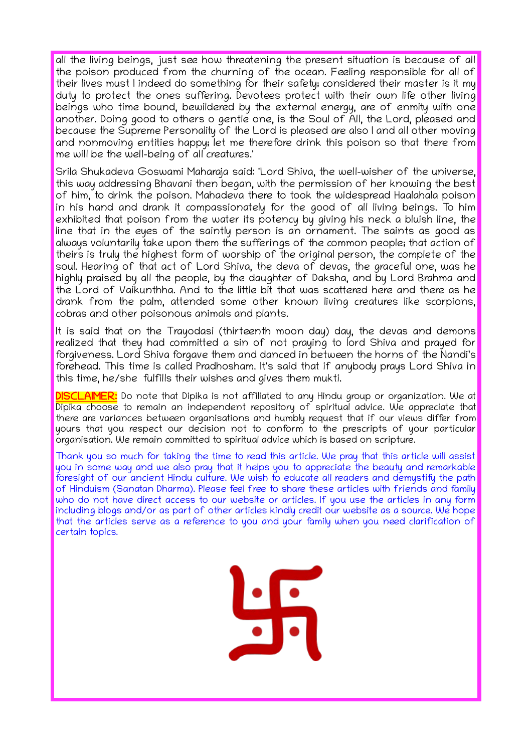all the living beings, just see how threatening the present situation is because of all the poison produced from the churning of the ocean. Feeling responsible for all of their lives must I indeed do something for their safety; considered their master is it my duty to protect the ones suffering. Devotees protect with their own life other living beings who time bound, bewildered by the external energy, are of enmity with one another. Doing good to others o gentle one, is the Soul of All, the Lord, pleased and because the Supreme Personality of the Lord is pleased are also I and all other moving and nonmoving entities happy; let me therefore drink this poison so that there from me will be the well-being of all creatures.'

Srila Shukadeva Goswami Maharaja said: 'Lord Shiva, the well-wisher of the universe, this way addressing Bhavani then began, with the permission of her knowing the best of him, to drink the poison. Mahadeva there to took the widespread Haalahala poison in his hand and drank it compassionately for the good of all living beings. To him exhibited that poison from the water its potency by giving his neck a bluish line, the line that in the eyes of the saintly person is an ornament. The saints as good as always voluntarily take upon them the sufferings of the common people; that action of theirs is truly the highest form of worship of the original person, the complete of the soul. Hearing of that act of Lord Shiva, the deva of devas, the graceful one, was he highly praised by all the people, by the daughter of Daksha, and by Lord Brahma and the Lord of Vaikunthha. And to the little bit that was scattered here and there as he drank from the palm, attended some other known living creatures like scorpions, cobras and other poisonous animals and plants.

It is said that on the Trayodasi (thirteenth moon day) day, the devas and demons realized that they had committed a sin of not praying to lord Shiva and prayed for forgiveness. Lord Shiva forgave them and danced in between the horns of the Nandi's forehead. This time is called Pradhosham. It's said that if anybody prays Lord Shiva in this time, he/she fulfills their wishes and gives them mukti.

**DISCLAIMER:** Do note that Dipika is not affiliated to any Hindu group or organization. We at Dipika choose to remain an independent repository of spiritual advice. We appreciate that there are variances between organisations and humbly request that if our views differ from yours that you respect our decision not to conform to the prescripts of your particular organisation. We remain committed to spiritual advice which is based on scripture.

Thank you so much for taking the time to read this article. We pray that this article will assist you in some way and we also pray that it helps you to appreciate the beauty and remarkable foresight of our ancient Hindu culture. We wish to educate all readers and demystify the path of Hinduism (Sanatan Dharma). Please feel free to share these articles with friends and family who do not have direct access to our website or articles. If you use the articles in any form including blogs and/or as part of other articles kindly credit our website as a source. We hope that the articles serve as a reference to you and your family when you need clarification of certain topics.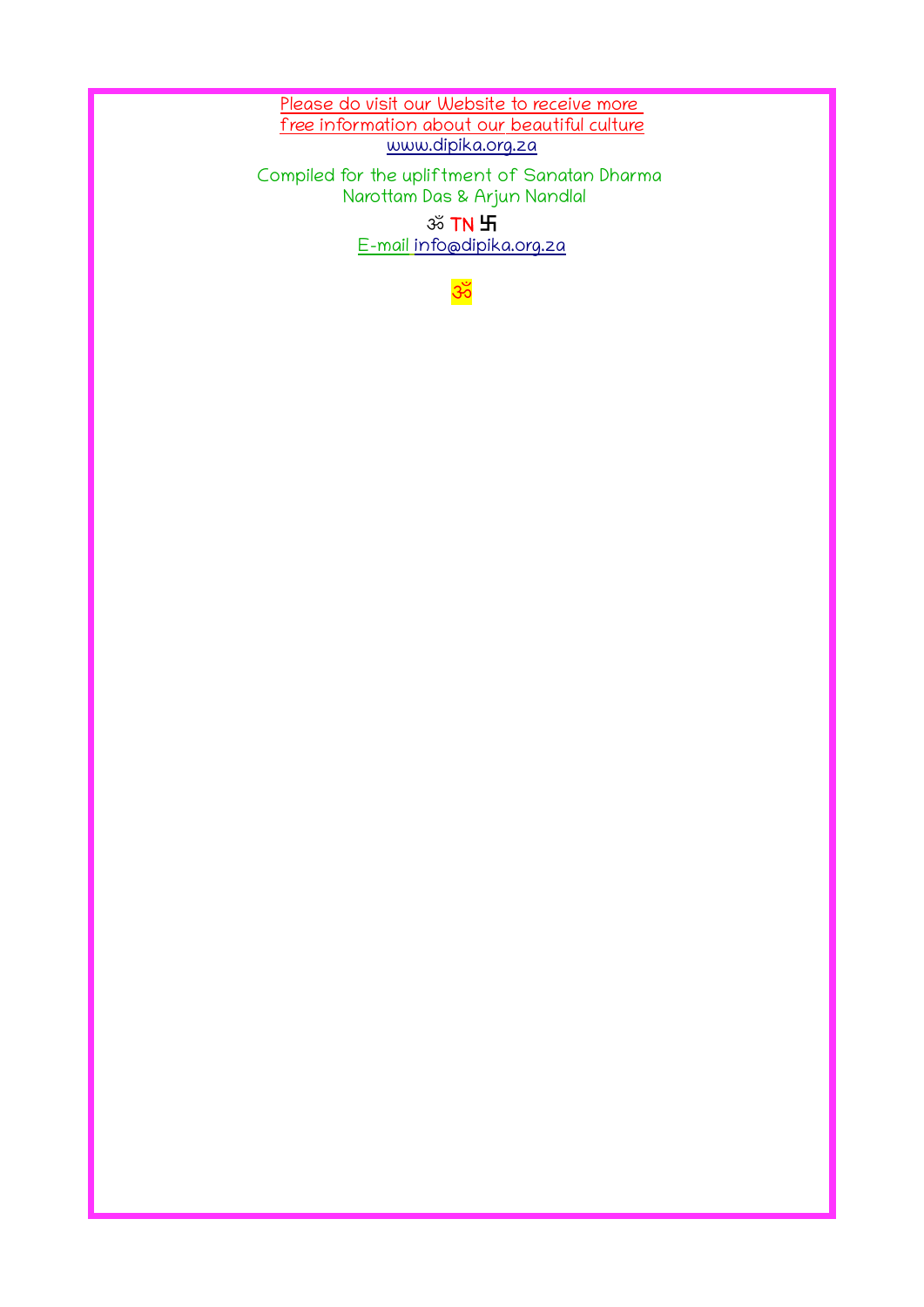Please do visit our Website to receive more free information about our beautiful culture
www.dipika.org.za

Compiled for the upliftment of Sanatan Dharma
Narottam Das & Arjun Nandlal

ॐ TN 卐

E-mail info@dipika.org.za

ॐ